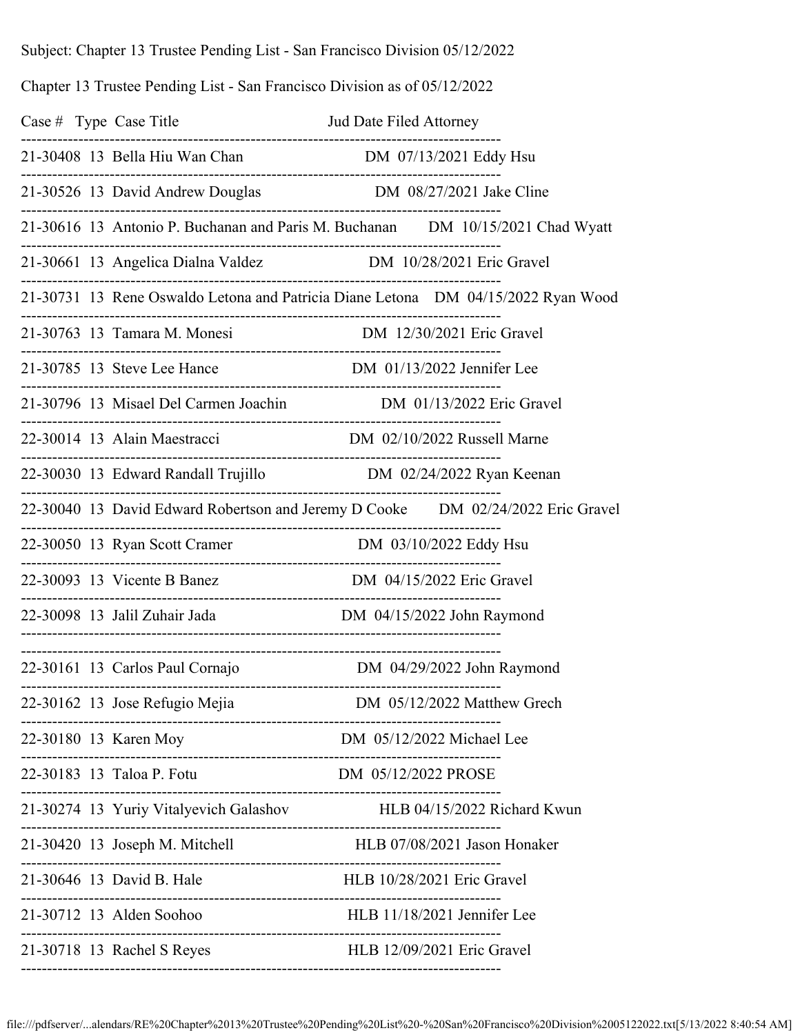Subject: Chapter 13 Trustee Pending List - San Francisco Division 05/12/2022

Chapter 13 Trustee Pending List - San Francisco Division as of 05/12/2022

| Case # | Type | Case Title | Jud | Date Filed | Attorney |
|---|---|---|---|---|---|
| 21-30408 | 13 | Bella Hiu Wan Chan | DM | 07/13/2021 | Eddy Hsu |
| 21-30526 | 13 | David Andrew Douglas | DM | 08/27/2021 | Jake Cline |
| 21-30616 | 13 | Antonio P. Buchanan and Paris M. Buchanan | DM | 10/15/2021 | Chad Wyatt |
| 21-30661 | 13 | Angelica Dialna Valdez | DM | 10/28/2021 | Eric Gravel |
| 21-30731 | 13 | Rene Oswaldo Letona and Patricia Diane Letona | DM | 04/15/2022 | Ryan Wood |
| 21-30763 | 13 | Tamara M. Monesi | DM | 12/30/2021 | Eric Gravel |
| 21-30785 | 13 | Steve Lee Hance | DM | 01/13/2022 | Jennifer Lee |
| 21-30796 | 13 | Misael Del Carmen Joachin | DM | 01/13/2022 | Eric Gravel |
| 22-30014 | 13 | Alain Maestracci | DM | 02/10/2022 | Russell Marne |
| 22-30030 | 13 | Edward Randall Trujillo | DM | 02/24/2022 | Ryan Keenan |
| 22-30040 | 13 | David Edward Robertson and Jeremy D Cooke | DM | 02/24/2022 | Eric Gravel |
| 22-30050 | 13 | Ryan Scott Cramer | DM | 03/10/2022 | Eddy Hsu |
| 22-30093 | 13 | Vicente B Banez | DM | 04/15/2022 | Eric Gravel |
| 22-30098 | 13 | Jalil Zuhair Jada | DM | 04/15/2022 | John Raymond |
| 22-30161 | 13 | Carlos Paul Cornajo | DM | 04/29/2022 | John Raymond |
| 22-30162 | 13 | Jose Refugio Mejia | DM | 05/12/2022 | Matthew Grech |
| 22-30180 | 13 | Karen Moy | DM | 05/12/2022 | Michael Lee |
| 22-30183 | 13 | Taloa P. Fotu | DM | 05/12/2022 | PROSE |
| 21-30274 | 13 | Yuriy Vitalyevich Galashov | HLB | 04/15/2022 | Richard Kwun |
| 21-30420 | 13 | Joseph M. Mitchell | HLB | 07/08/2021 | Jason Honaker |
| 21-30646 | 13 | David B. Hale | HLB | 10/28/2021 | Eric Gravel |
| 21-30712 | 13 | Alden Soohoo | HLB | 11/18/2021 | Jennifer Lee |
| 21-30718 | 13 | Rachel S Reyes | HLB | 12/09/2021 | Eric Gravel |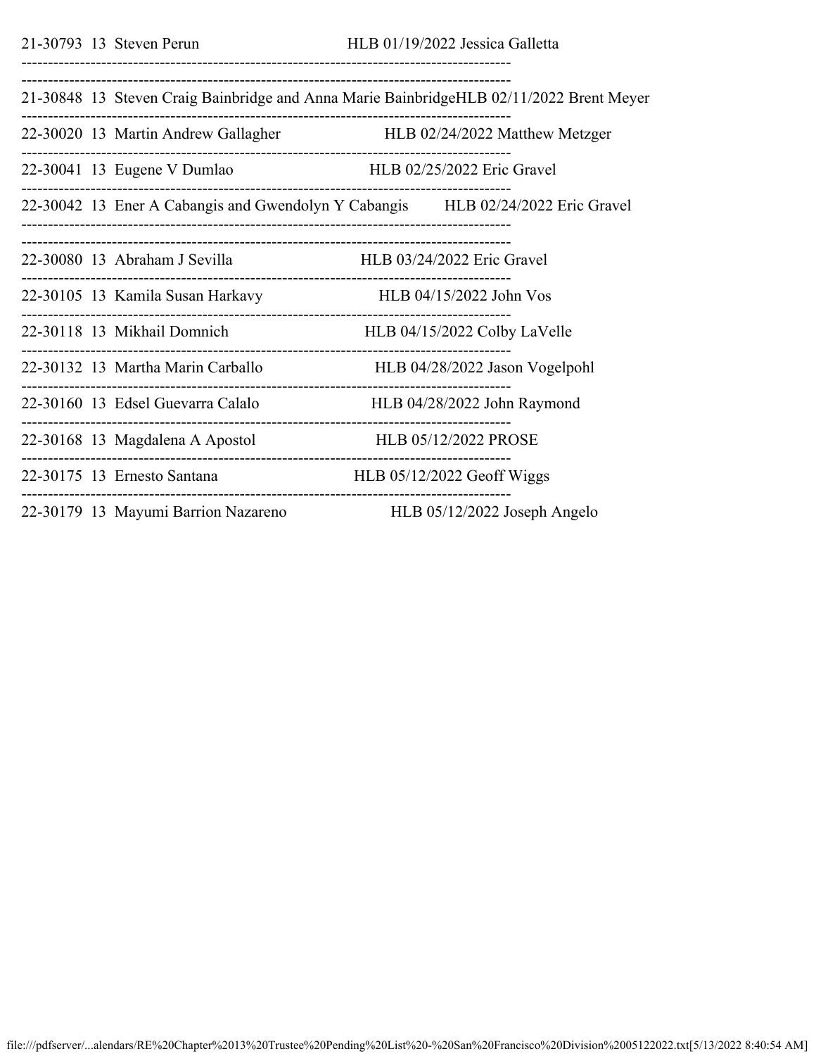| | | | | | |
|---|---|---|---|---|---|
| 21-30793 | 13 | Steven Perun | HLB | 01/19/2022 | Jessica Galletta |
| 21-30848 | 13 | Steven Craig Bainbridge and Anna Marie Bainbridge | HLB | 02/11/2022 | Brent Meyer |
| 22-30020 | 13 | Martin Andrew Gallagher | HLB | 02/24/2022 | Matthew Metzger |
| 22-30041 | 13 | Eugene V Dumlao | HLB | 02/25/2022 | Eric Gravel |
| 22-30042 | 13 | Ener A Cabangis and Gwendolyn Y Cabangis | HLB | 02/24/2022 | Eric Gravel |
| 22-30080 | 13 | Abraham J Sevilla | HLB | 03/24/2022 | Eric Gravel |
| 22-30105 | 13 | Kamila Susan Harkavy | HLB | 04/15/2022 | John Vos |
| 22-30118 | 13 | Mikhail Domnich | HLB | 04/15/2022 | Colby LaVelle |
| 22-30132 | 13 | Martha Marin Carballo | HLB | 04/28/2022 | Jason Vogelpohl |
| 22-30160 | 13 | Edsel Guevarra Calalo | HLB | 04/28/2022 | John Raymond |
| 22-30168 | 13 | Magdalena A Apostol | HLB | 05/12/2022 | PROSE |
| 22-30175 | 13 | Ernesto Santana | HLB | 05/12/2022 | Geoff Wiggs |
| 22-30179 | 13 | Mayumi Barrion Nazareno | HLB | 05/12/2022 | Joseph Angelo |